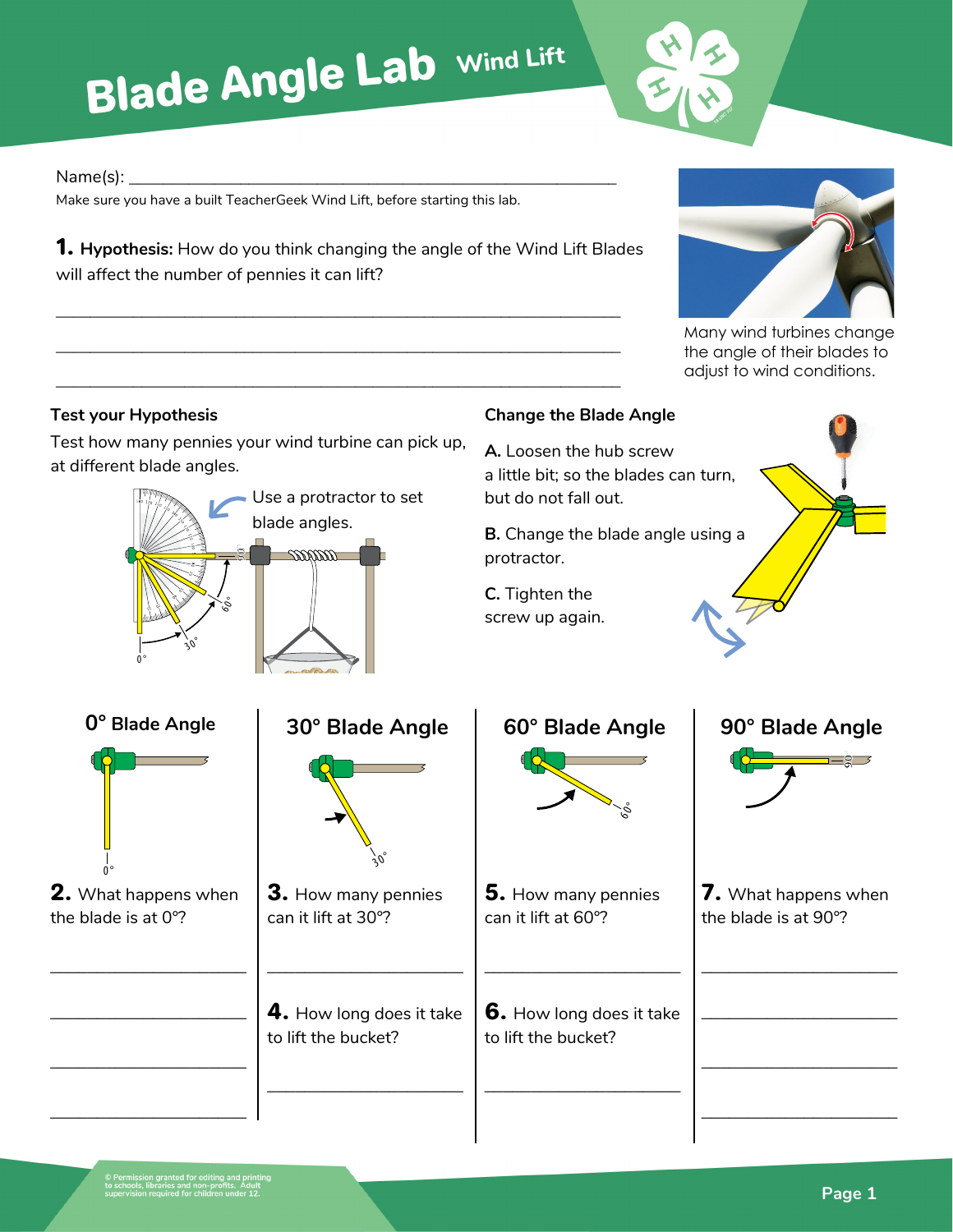# Blade Angle Lab Wind Lift

Name(s): ____________________________________________

Make sure you have a built TeacherGeek Wind Lift, before starting this lab.

**1. Hypothesis:** How do you think changing the angle of the Wind Lift Blades will affect the number of pennies it can lift?

____________________________________________

____________________________________________

____________________________________________

Many wind turbines change the angle of their blades to adjust to wind conditions.

### Test your Hypothesis

Test how many pennies your wind turbine can pick up, at different blade angles.

Use a protractor to set blade angles.

### Change the Blade Angle

**A.** Loosen the hub screw a little bit; so the blades can turn, but do not fall out.

**B.** Change the blade angle using a protractor.

**C.** Tighten the screw up again.

## 0° Blade Angle

**2.** What happens when the blade is at 0°?

____________________

____________________

____________________

____________________

## 30° Blade Angle

**3.** How many pennies can it lift at 30°?

____________________

**4.** How long does it take to lift the bucket?

____________________

## 60° Blade Angle

**5.** How many pennies can it lift at 60°?

____________________

**6.** How long does it take to lift the bucket?

____________________

## 90° Blade Angle

**7.** What happens when the blade is at 90°?

____________________

____________________

____________________

____________________

© Permission granted for editing and printing to schools, libraries and non-profits. Adult supervision required for children under 12.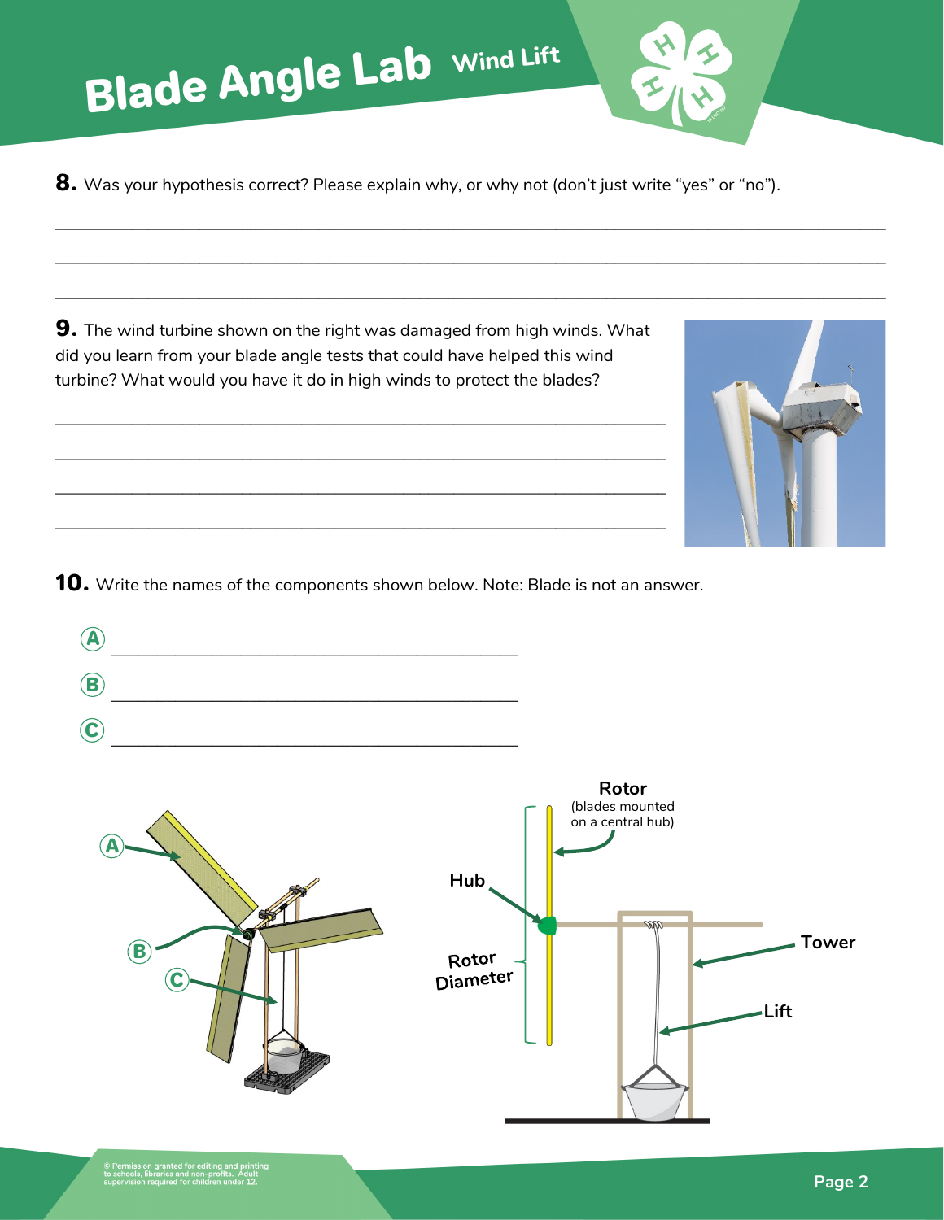# Blade Angle Lab

## Wind Lift

**8.** Was your hypothesis correct? Please explain why, or why not (don't just write "yes" or "no").

\_\_\_\_\_\_\_\_\_\_\_\_\_\_\_\_\_\_\_\_\_\_\_\_\_\_\_\_\_\_\_\_\_\_\_\_\_\_\_\_\_\_\_\_\_\_\_\_\_\_\_\_\_\_\_\_\_\_\_\_

\_\_\_\_\_\_\_\_\_\_\_\_\_\_\_\_\_\_\_\_\_\_\_\_\_\_\_\_\_\_\_\_\_\_\_\_\_\_\_\_\_\_\_\_\_\_\_\_\_\_\_\_\_\_\_\_\_\_\_\_

\_\_\_\_\_\_\_\_\_\_\_\_\_\_\_\_\_\_\_\_\_\_\_\_\_\_\_\_\_\_\_\_\_\_\_\_\_\_\_\_\_\_\_\_\_\_\_\_\_\_\_\_\_\_\_\_\_\_\_\_

**9.** The wind turbine shown on the right was damaged from high winds. What did you learn from your blade angle tests that could have helped this wind turbine? What would you have it do in high winds to protect the blades?

\_\_\_\_\_\_\_\_\_\_\_\_\_\_\_\_\_\_\_\_\_\_\_\_\_\_\_\_\_\_\_\_\_\_\_\_\_\_\_\_\_\_\_\_\_\_\_\_\_\_\_\_\_\_

\_\_\_\_\_\_\_\_\_\_\_\_\_\_\_\_\_\_\_\_\_\_\_\_\_\_\_\_\_\_\_\_\_\_\_\_\_\_\_\_\_\_\_\_\_\_\_\_\_\_\_\_\_\_

\_\_\_\_\_\_\_\_\_\_\_\_\_\_\_\_\_\_\_\_\_\_\_\_\_\_\_\_\_\_\_\_\_\_\_\_\_\_\_\_\_\_\_\_\_\_\_\_\_\_\_\_\_\_

\_\_\_\_\_\_\_\_\_\_\_\_\_\_\_\_\_\_\_\_\_\_\_\_\_\_\_\_\_\_\_\_\_\_\_\_\_\_\_\_\_\_\_\_\_\_\_\_\_\_\_\_\_\_

**10.** Write the names of the components shown below. Note: Blade is not an answer.

Ⓐ \_\_\_\_\_\_\_\_\_\_\_\_\_\_\_\_\_\_\_\_\_\_\_\_\_\_\_\_\_\_\_\_\_\_\_\_\_\_\_\_

Ⓑ \_\_\_\_\_\_\_\_\_\_\_\_\_\_\_\_\_\_\_\_\_\_\_\_\_\_\_\_\_\_\_\_\_\_\_\_\_\_\_\_

Ⓒ \_\_\_\_\_\_\_\_\_\_\_\_\_\_\_\_\_\_\_\_\_\_\_\_\_\_\_\_\_\_\_\_\_\_\_\_\_\_\_\_

Rotor (blades mounted on a central hub)

Hub

Rotor Diameter

Tower

Lift

© Permission granted for editing and printing to schools, libraries and non-profits. Adult supervision required for children under 12.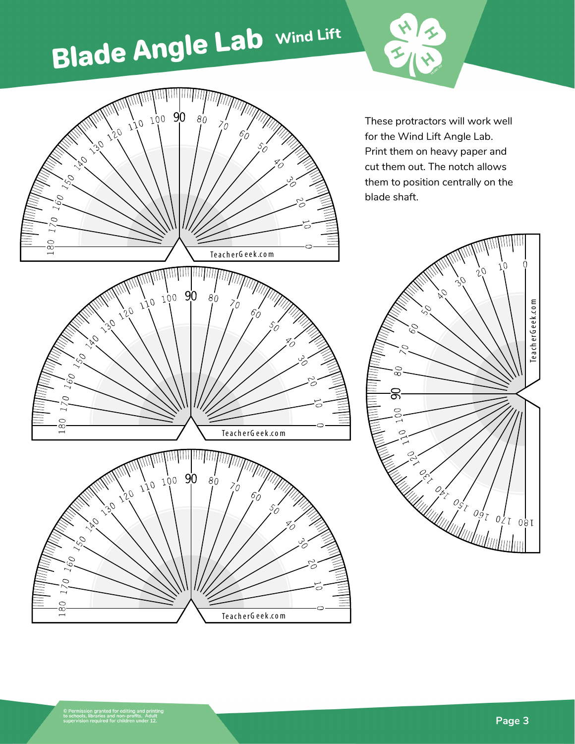# Blade Angle Lab Wind Lift

These protractors will work well for the Wind Lift Angle Lab. Print them on heavy paper and cut them out. The notch allows them to position centrally on the blade shaft.

180 170 160 150 140 130 120 110 100 90 80 70 60 50 40 30 20 10 0

TeacherGeek.com

180 170 160 150 140 130 120 110 100 90 80 70 60 50 40 30 20 10 0

TeacherGeek.com

180 170 160 150 140 130 120 110 100 90 80 70 60 50 40 30 20 10 0

TeacherGeek.com

0 10 20 30 40 50 60 70 80 90 100 110 120 130 140 150 160 170 180

TeacherGeek.com

© Permission granted for editing and printing to schools, libraries and non-profits. Adult supervision required for children under 12.